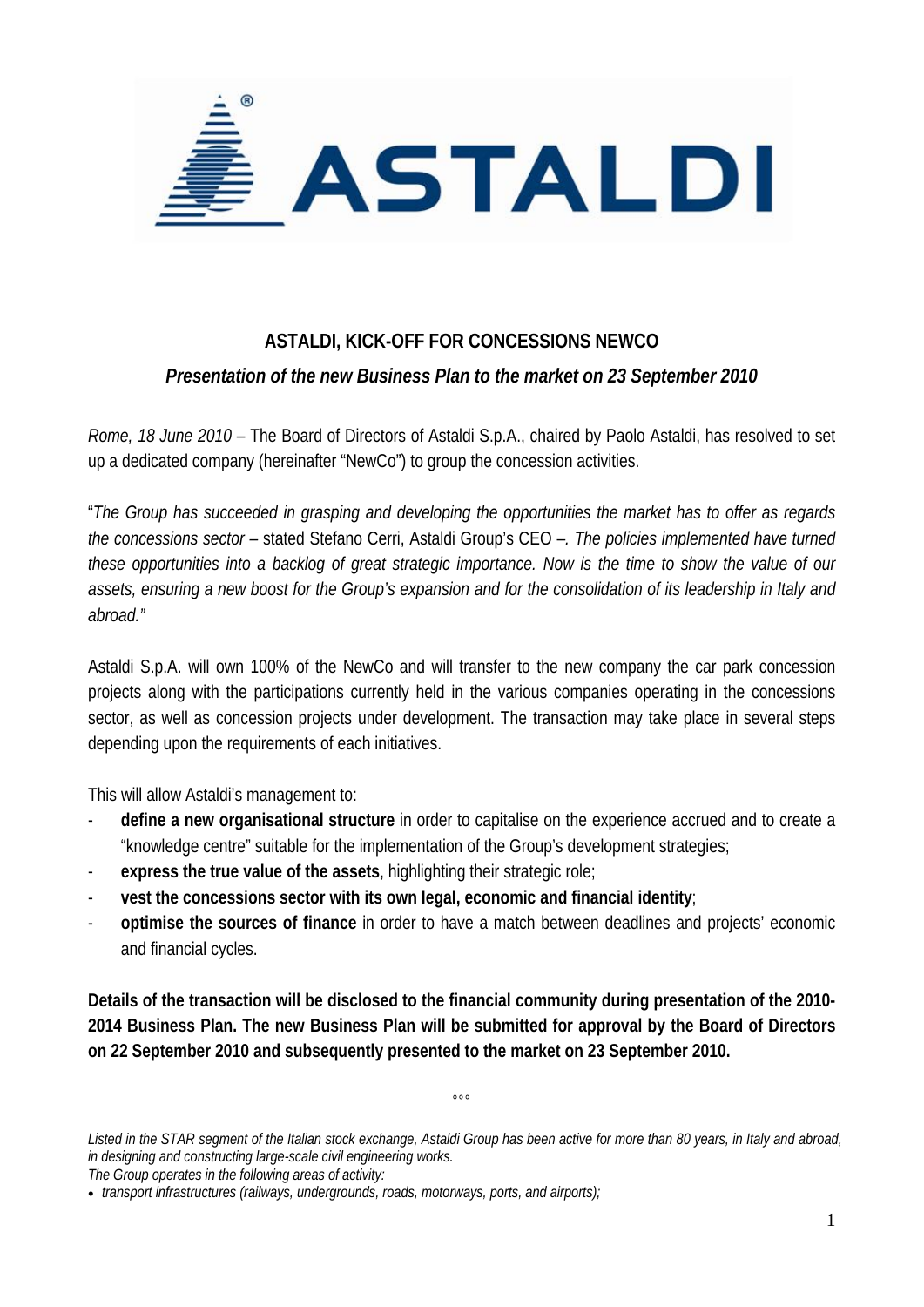## ASTALDI, KICK-OFF FOR CONCESSIONS NEWCO

### *Presentation of the new Business Plan to the market on 23 September 2010*

*Rome, 18 June 2010* – The Board of Directors of Astaldi S.p.A., chaired by Paolo Astaldi, has resolved to set up a dedicated company (hereinafter "NewCo") to group the concession activities.

"*The Group has succeeded in grasping and developing the opportunities the market has to offer as regards the concessions sector* – stated Stefano Cerri, Astaldi Group's CEO –*. The policies implemented have turned these opportunities into a backlog of great strategic importance. Now is the time to show the value of our assets, ensuring a new boost for the Group's expansion and for the consolidation of its leadership in Italy and abroad."*

Astaldi S.p.A. will own 100% of the NewCo and will transfer to the new company the car park concession projects along with the participations currently held in the various companies operating in the concessions sector, as well as concession projects under development. The transaction may take place in several steps depending upon the requirements of each initiatives.

This will allow Astaldi's management to:

- **define a new organisational structure** in order to capitalise on the experience accrued and to create a "knowledge centre" suitable for the implementation of the Group's development strategies;
- **express the true value of the assets**, highlighting their strategic role;
- **vest the concessions sector with its own legal, economic and financial identity**;
- **optimise the sources of finance** in order to have a match between deadlines and projects' economic and financial cycles.

**Details of the transaction will be disclosed to the financial community during presentation of the 2010-2014 Business Plan. The new Business Plan will be submitted for approval by the Board of Directors on 22 September 2010 and subsequently presented to the market on 23 September 2010.**

°°°

*Listed in the STAR segment of the Italian stock exchange, Astaldi Group has been active for more than 80 years, in Italy and abroad, in designing and constructing large-scale civil engineering works.*

*The Group operates in the following areas of activity:*

- *transport infrastructures (railways, undergrounds, roads, motorways, ports, and airports);*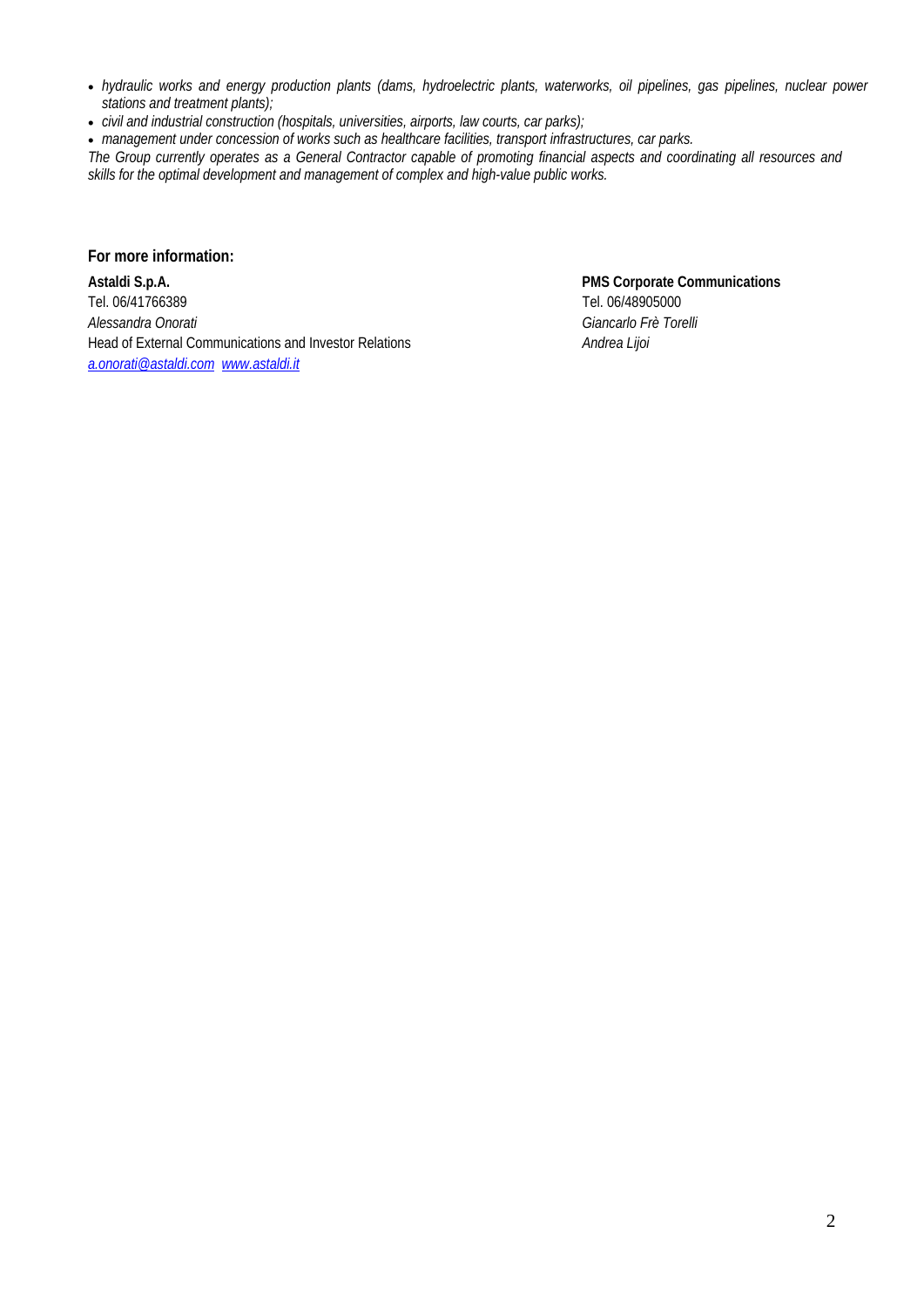- *hydraulic works and energy production plants (dams, hydroelectric plants, waterworks, oil pipelines, gas pipelines, nuclear power stations and treatment plants);*
- *civil and industrial construction (hospitals, universities, airports, law courts, car parks);*
- *management under concession of works such as healthcare facilities, transport infrastructures, car parks.*

*The Group currently operates as a General Contractor capable of promoting financial aspects and coordinating all resources and skills for the optimal development and management of complex and high-value public works.*

**For more information:**

**Astaldi S.p.A.**
Tel. 06/41766389
*Alessandra Onorati*
Head of External Communications and Investor Relations
*a.onorati@astaldi.com* *www.astaldi.it*

**PMS Corporate Communications**
Tel. 06/48905000
*Giancarlo Frè Torelli*
*Andrea Lijoi*